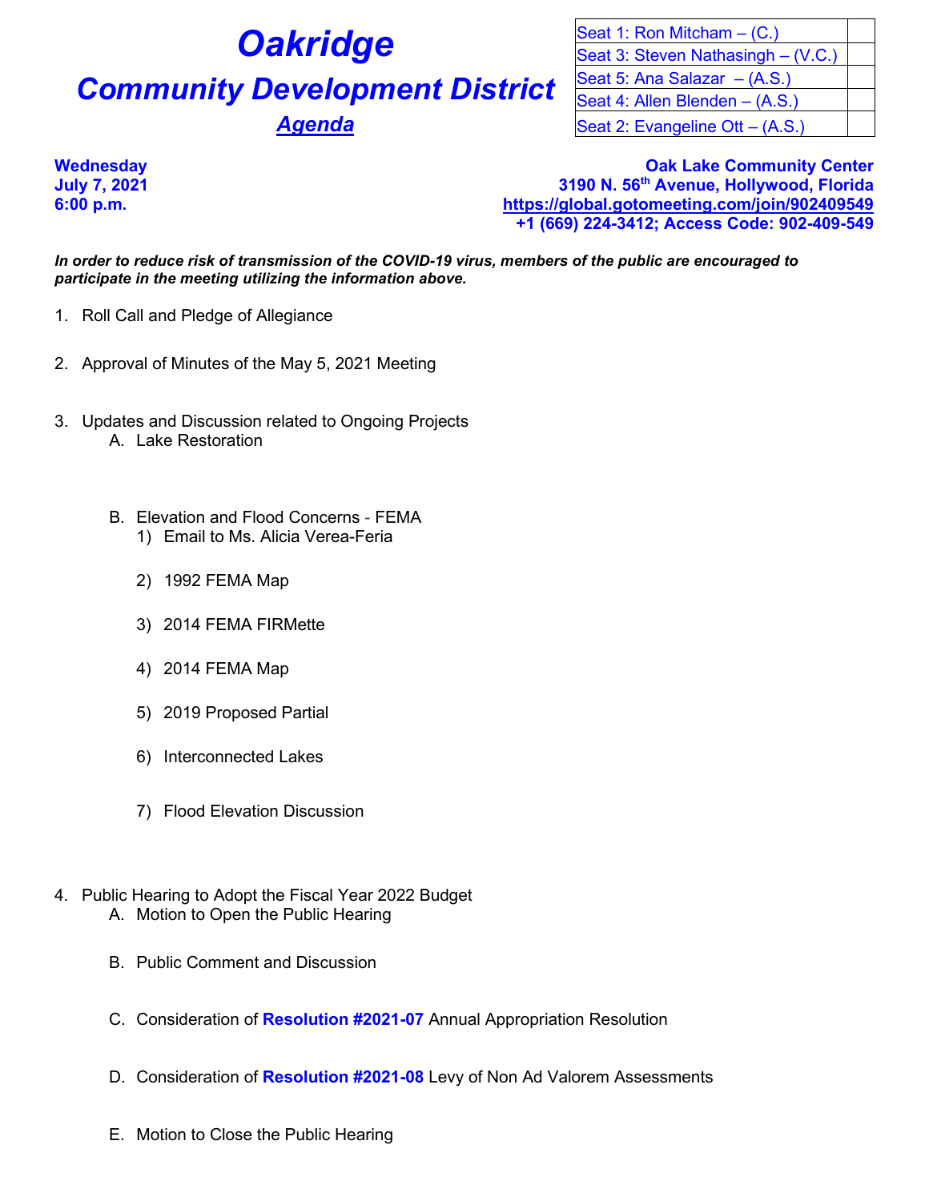# Oakridge

## Community Development District

### *Agenda*

| Seat 1: Ron Mitcham – (C.) | |
|---|---|
| Seat 3: Steven Nathasingh – (V.C.) | |
| Seat 5: Ana Salazar – (A.S.) | |
| Seat 4: Allen Blenden – (A.S.) | |
| Seat 2: Evangeline Ott – (A.S.) | |

**Wednesday**
**July 7, 2021**
**6:00 p.m.**

**Oak Lake Community Center**
**3190 N. 56th Avenue, Hollywood, Florida**
**https://global.gotomeeting.com/join/902409549**
**+1 (669) 224-3412; Access Code: 902-409-549**

***In order to reduce risk of transmission of the COVID-19 virus, members of the public are encouraged to participate in the meeting utilizing the information above.***

1. Roll Call and Pledge of Allegiance

2. Approval of Minutes of the May 5, 2021 Meeting

3. Updates and Discussion related to Ongoing Projects
   A. Lake Restoration

   B. Elevation and Flood Concerns - FEMA
      1) Email to Ms. Alicia Verea-Feria
      2) 1992 FEMA Map
      3) 2014 FEMA FIRMette
      4) 2014 FEMA Map
      5) 2019 Proposed Partial
      6) Interconnected Lakes
      7) Flood Elevation Discussion

4. Public Hearing to Adopt the Fiscal Year 2022 Budget
   A. Motion to Open the Public Hearing
   B. Public Comment and Discussion
   C. Consideration of **Resolution #2021-07** Annual Appropriation Resolution
   D. Consideration of **Resolution #2021-08** Levy of Non Ad Valorem Assessments
   E. Motion to Close the Public Hearing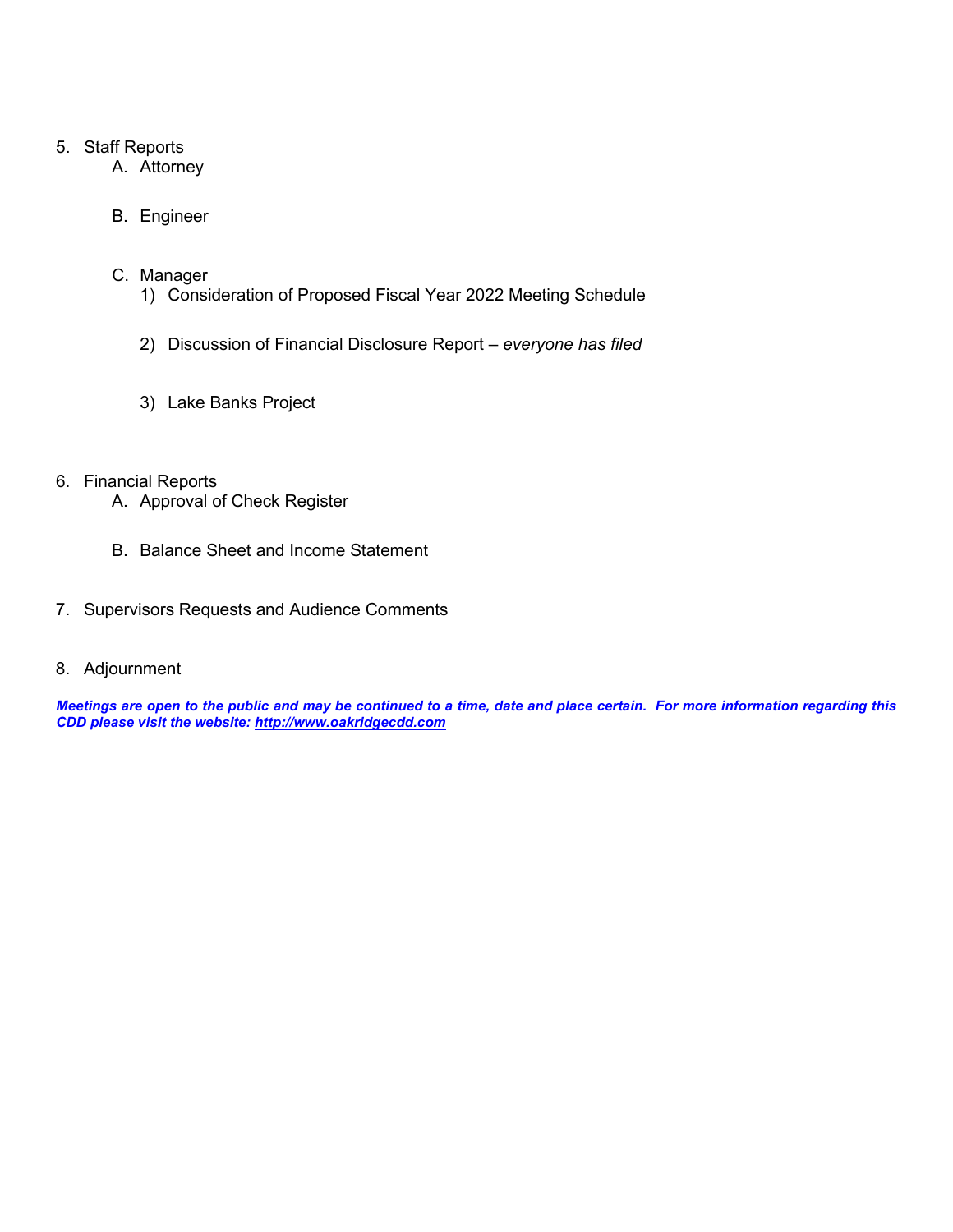5. Staff Reports
    A. Attorney

    B. Engineer

    C. Manager
        1) Consideration of Proposed Fiscal Year 2022 Meeting Schedule

        2) Discussion of Financial Disclosure Report – *everyone has filed*

        3) Lake Banks Project

6. Financial Reports
    A. Approval of Check Register

    B. Balance Sheet and Income Statement

7. Supervisors Requests and Audience Comments

8. Adjournment

***Meetings are open to the public and may be continued to a time, date and place certain. For more information regarding this CDD please visit the website: [http://www.oakridgecdd.com](http://www.oakridgecdd.com)***